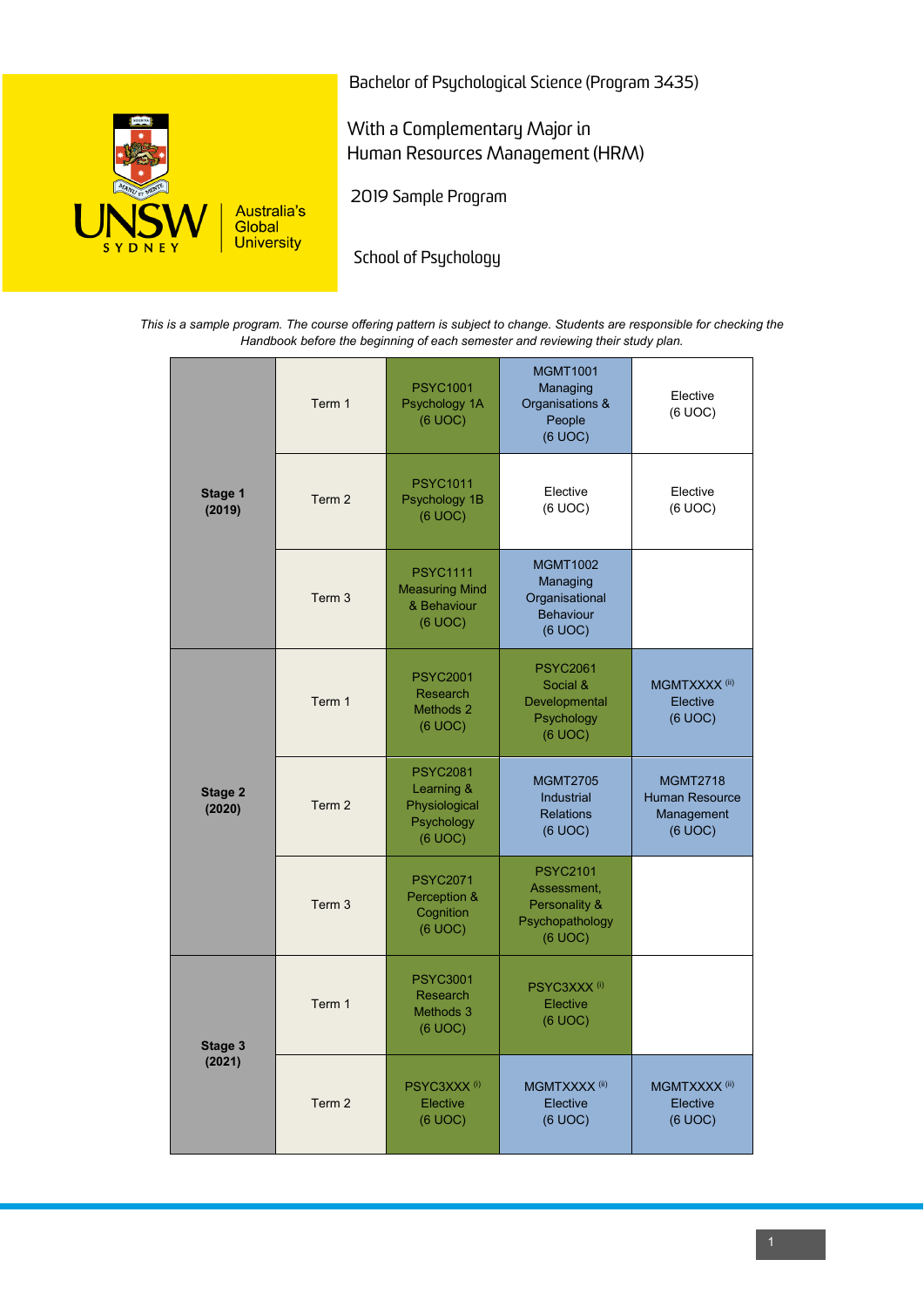UNSW SYDNEY | Australia's Global University

# Bachelor of Psychological Science (Program 3435)

## With a Complementary Major in Human Resources Management (HRM)

## 2019 Sample Program

## School of Psychology

*This is a sample program. The course offering pattern is subject to change. Students are responsible for checking the Handbook before the beginning of each semester and reviewing their study plan.*

| Stage | Term | | | |
|---|---|---|---|---|
| **Stage 1 (2019)** | Term 1 | PSYC1001 Psychology 1A (6 UOC) | MGMT1001 Managing Organisations & People (6 UOC) | Elective (6 UOC) |
| | Term 2 | PSYC1011 Psychology 1B (6 UOC) | Elective (6 UOC) | Elective (6 UOC) |
| | Term 3 | PSYC1111 Measuring Mind & Behaviour (6 UOC) | MGMT1002 Managing Organisational Behaviour (6 UOC) | |
| **Stage 2 (2020)** | Term 1 | PSYC2001 Research Methods 2 (6 UOC) | PSYC2061 Social & Developmental Psychology (6 UOC) | MGMTXXXX [ii] Elective (6 UOC) |
| | Term 2 | PSYC2081 Learning & Physiological Psychology (6 UOC) | MGMT2705 Industrial Relations (6 UOC) | MGMT2718 Human Resource Management (6 UOC) |
| | Term 3 | PSYC2071 Perception & Cognition (6 UOC) | PSYC2101 Assessment, Personality & Psychopathology (6 UOC) | |
| **Stage 3 (2021)** | Term 1 | PSYC3001 Research Methods 3 (6 UOC) | PSYC3XXX [i] Elective (6 UOC) | |
| | Term 2 | PSYC3XXX [i] Elective (6 UOC) | MGMTXXXX [ii] Elective (6 UOC) | MGMTXXXX [ii] Elective (6 UOC) |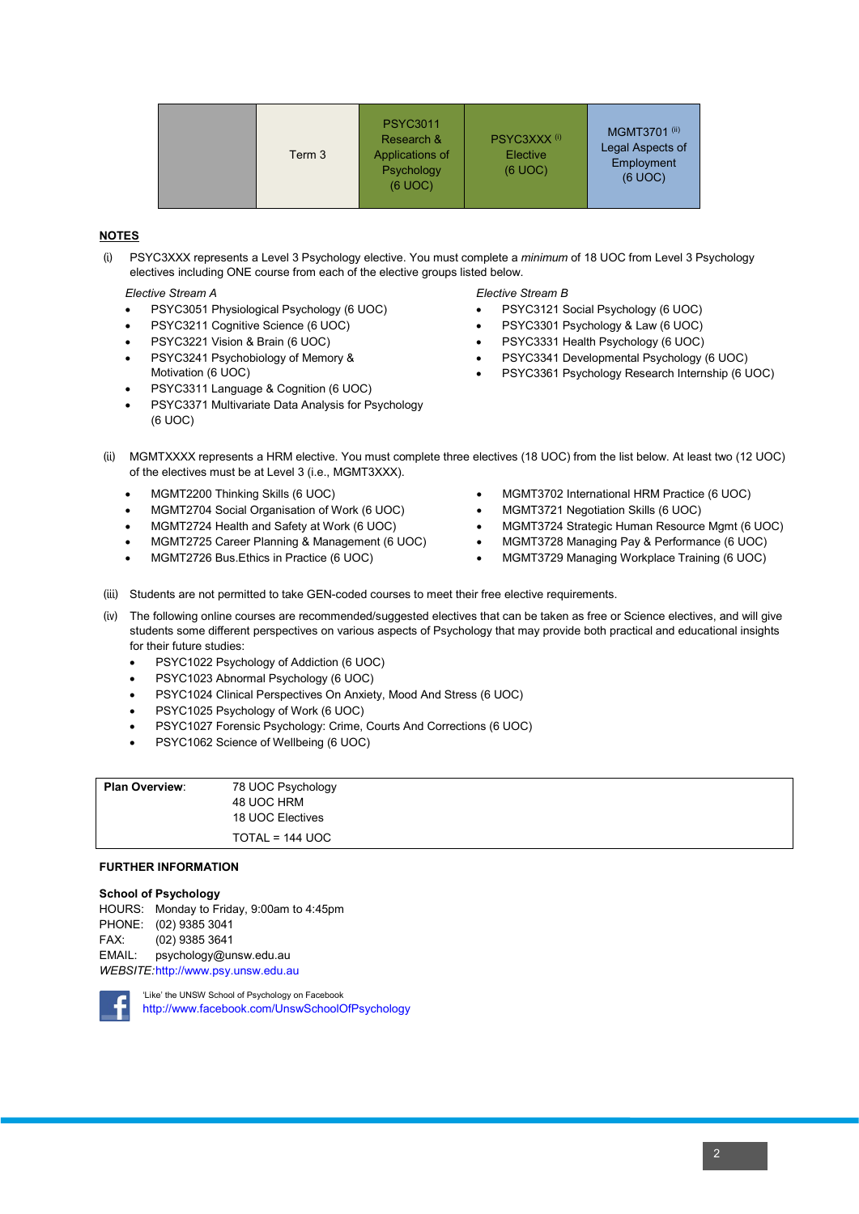| | | | | |
|---|---|---|---|---|
| | Term 3 | PSYC3011 Research & Applications of Psychology (6 UOC) | PSYC3XXX [(i)] Elective (6 UOC) | MGMT3701 [(ii)] Legal Aspects of Employment (6 UOC) |

**NOTES**

(i) PSYC3XXX represents a Level 3 Psychology elective. You must complete a *minimum* of 18 UOC from Level 3 Psychology electives including ONE course from each of the elective groups listed below.

*Elective Stream A*

- PSYC3051 Physiological Psychology (6 UOC)
- PSYC3211 Cognitive Science (6 UOC)
- PSYC3221 Vision & Brain (6 UOC)
- PSYC3241 Psychobiology of Memory & Motivation (6 UOC)
- PSYC3311 Language & Cognition (6 UOC)
- PSYC3371 Multivariate Data Analysis for Psychology (6 UOC)

*Elective Stream B*

- PSYC3121 Social Psychology (6 UOC)
- PSYC3301 Psychology & Law (6 UOC)
- PSYC3331 Health Psychology (6 UOC)
- PSYC3341 Developmental Psychology (6 UOC)
- PSYC3361 Psychology Research Internship (6 UOC)

(ii) MGMTXXXX represents a HRM elective. You must complete three electives (18 UOC) from the list below. At least two (12 UOC) of the electives must be at Level 3 (i.e., MGMT3XXX).

- MGMT2200 Thinking Skills (6 UOC)
- MGMT2704 Social Organisation of Work (6 UOC)
- MGMT2724 Health and Safety at Work (6 UOC)
- MGMT2725 Career Planning & Management (6 UOC)
- MGMT2726 Bus.Ethics in Practice (6 UOC)
- MGMT3702 International HRM Practice (6 UOC)
- MGMT3721 Negotiation Skills (6 UOC)
- MGMT3724 Strategic Human Resource Mgmt (6 UOC)
- MGMT3728 Managing Pay & Performance (6 UOC)
- MGMT3729 Managing Workplace Training (6 UOC)

(iii) Students are not permitted to take GEN-coded courses to meet their free elective requirements.

(iv) The following online courses are recommended/suggested electives that can be taken as free or Science electives, and will give students some different perspectives on various aspects of Psychology that may provide both practical and educational insights for their future studies:

- PSYC1022 Psychology of Addiction (6 UOC)
- PSYC1023 Abnormal Psychology (6 UOC)
- PSYC1024 Clinical Perspectives On Anxiety, Mood And Stress (6 UOC)
- PSYC1025 Psychology of Work (6 UOC)
- PSYC1027 Forensic Psychology: Crime, Courts And Corrections (6 UOC)
- PSYC1062 Science of Wellbeing (6 UOC)

| | |
|---|---|
| **Plan Overview**: | 78 UOC Psychology<br>48 UOC HRM<br>18 UOC Electives<br>TOTAL = 144 UOC |

**FURTHER INFORMATION**

**School of Psychology**
HOURS: Monday to Friday, 9:00am to 4:45pm
PHONE: (02) 9385 3041
FAX: (02) 9385 3641
EMAIL: psychology@unsw.edu.au
*WEBSITE:* http://www.psy.unsw.edu.au

'Like' the UNSW School of Psychology on Facebook
http://www.facebook.com/UnswSchoolOfPsychology